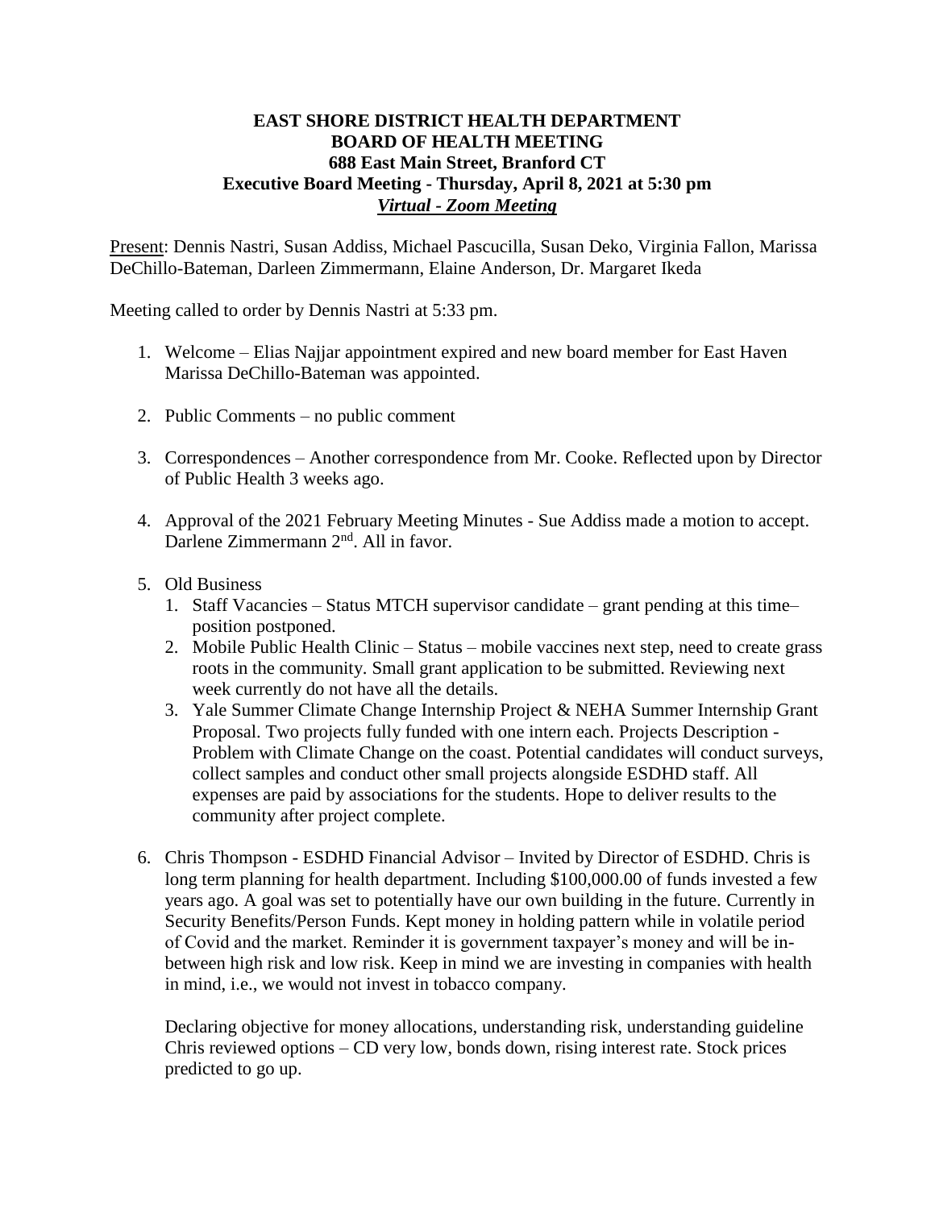**EAST SHORE DISTRICT HEALTH DEPARTMENT**
**BOARD OF HEALTH MEETING**
**688 East Main Street, Branford CT**
**Executive Board Meeting - Thursday, April 8, 2021 at 5:30 pm**
***Virtual - Zoom Meeting***

Present: Dennis Nastri, Susan Addiss, Michael Pascucilla, Susan Deko, Virginia Fallon, Marissa DeChillo-Bateman, Darleen Zimmermann, Elaine Anderson, Dr. Margaret Ikeda

Meeting called to order by Dennis Nastri at 5:33 pm.

1. Welcome – Elias Najjar appointment expired and new board member for East Haven Marissa DeChillo-Bateman was appointed.

2. Public Comments – no public comment

3. Correspondences – Another correspondence from Mr. Cooke. Reflected upon by Director of Public Health 3 weeks ago.

4. Approval of the 2021 February Meeting Minutes - Sue Addiss made a motion to accept. Darlene Zimmermann 2nd. All in favor.

5. Old Business
   1. Staff Vacancies – Status MTCH supervisor candidate – grant pending at this time– position postponed.
   2. Mobile Public Health Clinic – Status – mobile vaccines next step, need to create grass roots in the community. Small grant application to be submitted. Reviewing next week currently do not have all the details.
   3. Yale Summer Climate Change Internship Project & NEHA Summer Internship Grant Proposal. Two projects fully funded with one intern each. Projects Description - Problem with Climate Change on the coast. Potential candidates will conduct surveys, collect samples and conduct other small projects alongside ESDHD staff. All expenses are paid by associations for the students. Hope to deliver results to the community after project complete.

6. Chris Thompson - ESDHD Financial Advisor – Invited by Director of ESDHD. Chris is long term planning for health department. Including $100,000.00 of funds invested a few years ago. A goal was set to potentially have our own building in the future. Currently in Security Benefits/Person Funds. Kept money in holding pattern while in volatile period of Covid and the market. Reminder it is government taxpayer's money and will be in-between high risk and low risk. Keep in mind we are investing in companies with health in mind, i.e., we would not invest in tobacco company.

   Declaring objective for money allocations, understanding risk, understanding guideline Chris reviewed options – CD very low, bonds down, rising interest rate. Stock prices predicted to go up.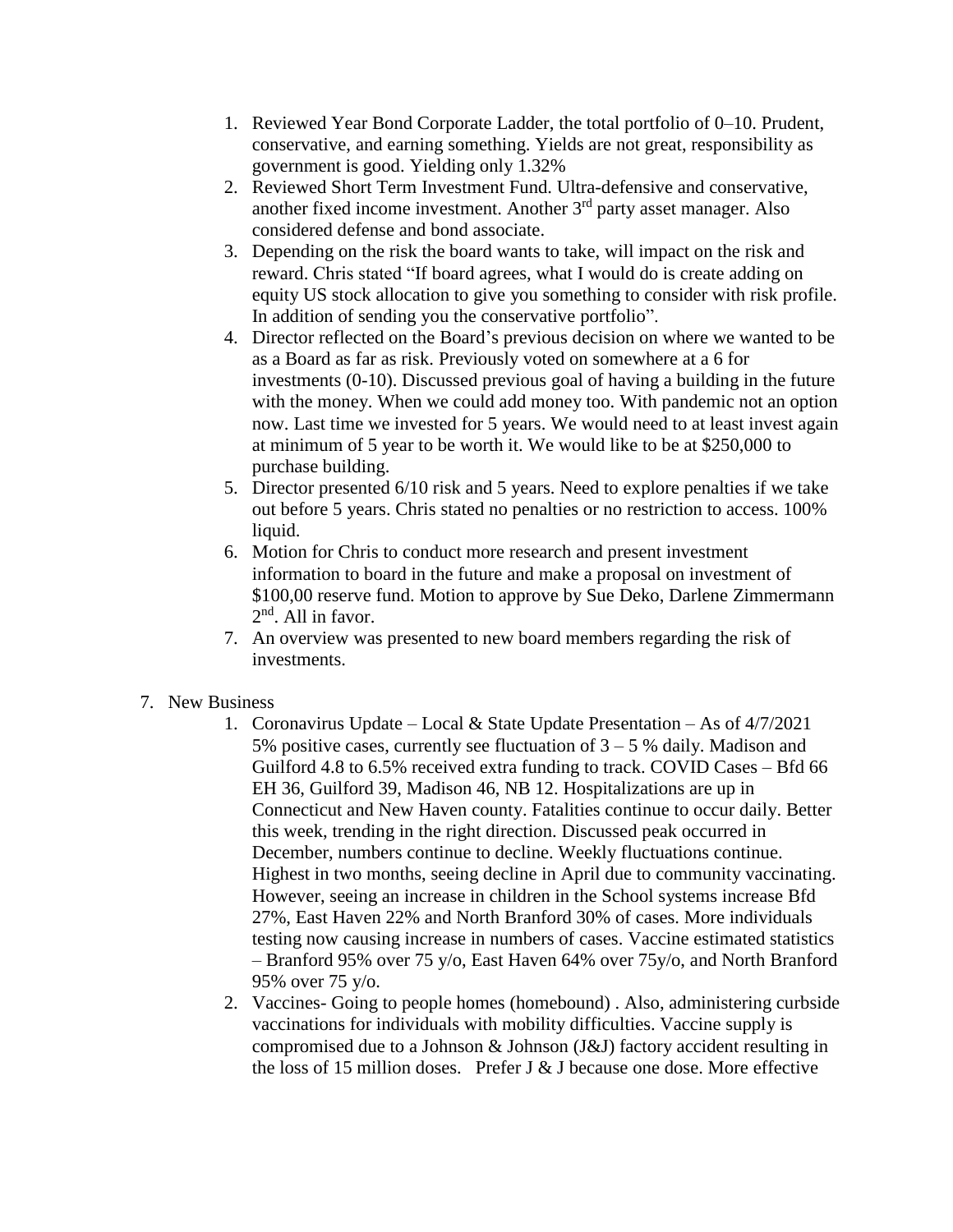1. Reviewed Year Bond Corporate Ladder, the total portfolio of 0–10. Prudent, conservative, and earning something. Yields are not great, responsibility as government is good. Yielding only 1.32%
2. Reviewed Short Term Investment Fund. Ultra-defensive and conservative, another fixed income investment. Another 3rd party asset manager. Also considered defense and bond associate.
3. Depending on the risk the board wants to take, will impact on the risk and reward. Chris stated "If board agrees, what I would do is create adding on equity US stock allocation to give you something to consider with risk profile. In addition of sending you the conservative portfolio".
4. Director reflected on the Board's previous decision on where we wanted to be as a Board as far as risk. Previously voted on somewhere at a 6 for investments (0-10). Discussed previous goal of having a building in the future with the money. When we could add money too. With pandemic not an option now. Last time we invested for 5 years. We would need to at least invest again at minimum of 5 year to be worth it. We would like to be at $250,000 to purchase building.
5. Director presented 6/10 risk and 5 years. Need to explore penalties if we take out before 5 years. Chris stated no penalties or no restriction to access. 100% liquid.
6. Motion for Chris to conduct more research and present investment information to board in the future and make a proposal on investment of $100,00 reserve fund. Motion to approve by Sue Deko, Darlene Zimmermann 2nd. All in favor.
7. An overview was presented to new board members regarding the risk of investments.

7. New Business
    1. Coronavirus Update – Local & State Update Presentation – As of 4/7/2021 5% positive cases, currently see fluctuation of 3 – 5 % daily. Madison and Guilford 4.8 to 6.5% received extra funding to track. COVID Cases – Bfd 66 EH 36, Guilford 39, Madison 46, NB 12. Hospitalizations are up in Connecticut and New Haven county. Fatalities continue to occur daily. Better this week, trending in the right direction. Discussed peak occurred in December, numbers continue to decline. Weekly fluctuations continue. Highest in two months, seeing decline in April due to community vaccinating. However, seeing an increase in children in the School systems increase Bfd 27%, East Haven 22% and North Branford 30% of cases. More individuals testing now causing increase in numbers of cases. Vaccine estimated statistics – Branford 95% over 75 y/o, East Haven 64% over 75y/o, and North Branford 95% over 75 y/o.
    2. Vaccines- Going to people homes (homebound) . Also, administering curbside vaccinations for individuals with mobility difficulties. Vaccine supply is compromised due to a Johnson & Johnson (J&J) factory accident resulting in the loss of 15 million doses. Prefer J & J because one dose. More effective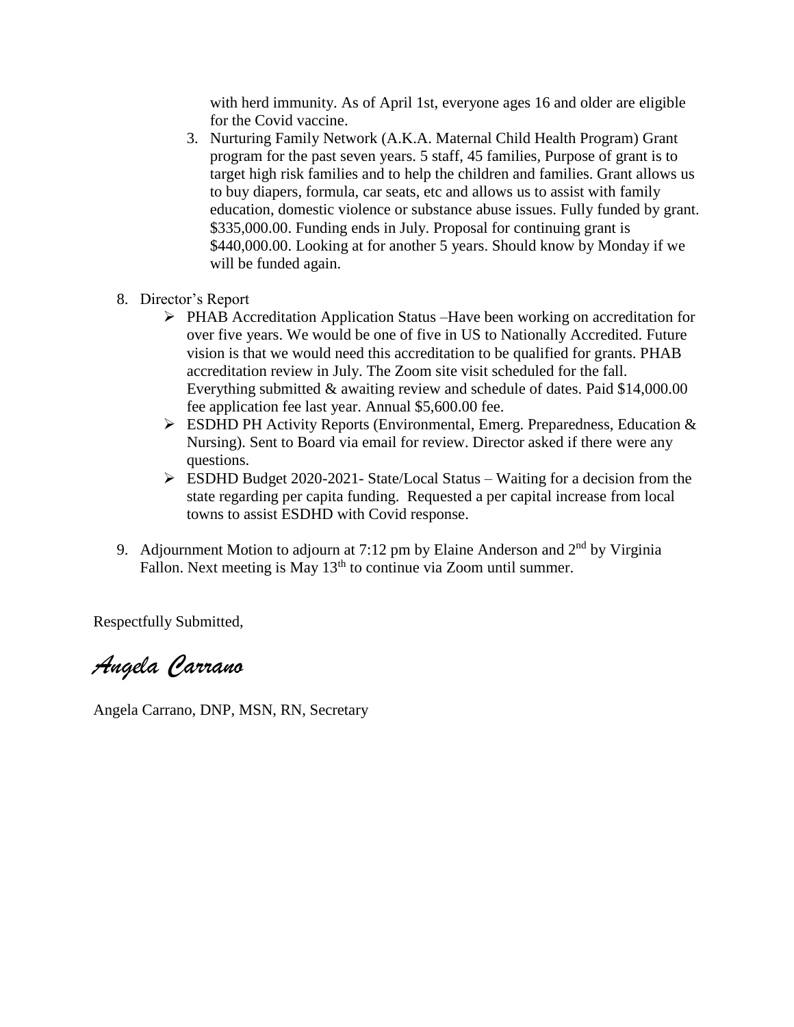with herd immunity. As of April 1st, everyone ages 16 and older are eligible for the Covid vaccine.

3. Nurturing Family Network (A.K.A. Maternal Child Health Program) Grant program for the past seven years. 5 staff, 45 families, Purpose of grant is to target high risk families and to help the children and families. Grant allows us to buy diapers, formula, car seats, etc and allows us to assist with family education, domestic violence or substance abuse issues. Fully funded by grant. \$335,000.00. Funding ends in July. Proposal for continuing grant is \$440,000.00. Looking at for another 5 years. Should know by Monday if we will be funded again.

8. Director's Report
   - PHAB Accreditation Application Status –Have been working on accreditation for over five years. We would be one of five in US to Nationally Accredited. Future vision is that we would need this accreditation to be qualified for grants. PHAB accreditation review in July. The Zoom site visit scheduled for the fall. Everything submitted & awaiting review and schedule of dates. Paid \$14,000.00 fee application fee last year. Annual \$5,600.00 fee.
   - ESDHD PH Activity Reports (Environmental, Emerg. Preparedness, Education & Nursing). Sent to Board via email for review. Director asked if there were any questions.
   - ESDHD Budget 2020-2021- State/Local Status – Waiting for a decision from the state regarding per capita funding. Requested a per capital increase from local towns to assist ESDHD with Covid response.

9. Adjournment Motion to adjourn at 7:12 pm by Elaine Anderson and 2nd by Virginia Fallon. Next meeting is May 13th to continue via Zoom until summer.

Respectfully Submitted,

*Angela Carrano*

Angela Carrano, DNP, MSN, RN, Secretary